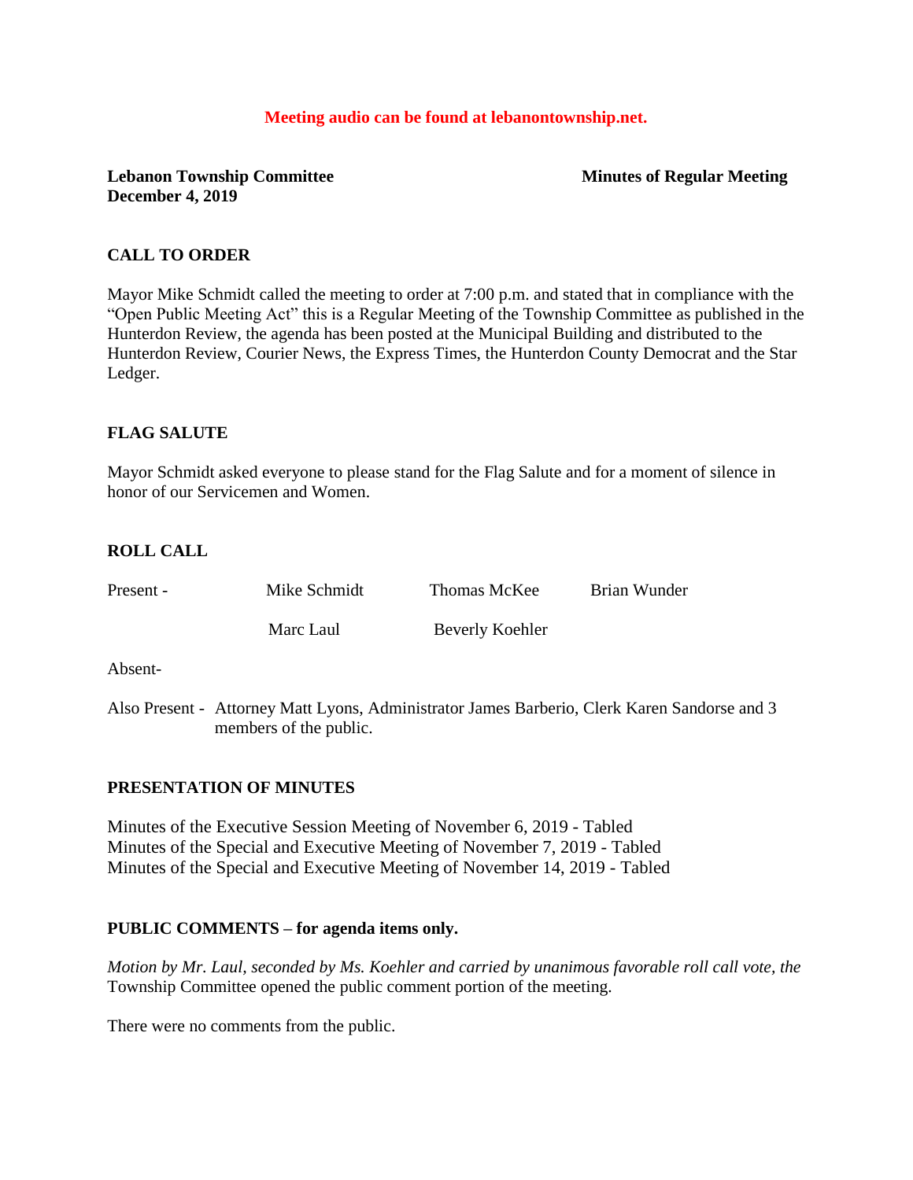**Meeting audio can be found at lebanontownship.net.**

**Lebanon Township Committee** **Minutes of Regular Meeting**
**December 4, 2019**

## CALL TO ORDER

Mayor Mike Schmidt called the meeting to order at 7:00 p.m. and stated that in compliance with the "Open Public Meeting Act" this is a Regular Meeting of the Township Committee as published in the Hunterdon Review, the agenda has been posted at the Municipal Building and distributed to the Hunterdon Review, Courier News, the Express Times, the Hunterdon County Democrat and the Star Ledger.

## FLAG SALUTE

Mayor Schmidt asked everyone to please stand for the Flag Salute and for a moment of silence in honor of our Servicemen and Women.

## ROLL CALL

| Present - | Mike Schmidt | Thomas McKee | Brian Wunder |
|---|---|---|---|
| | Marc Laul | Beverly Koehler | |

Absent-

Also Present - Attorney Matt Lyons, Administrator James Barberio, Clerk Karen Sandorse and 3 members of the public.

## PRESENTATION OF MINUTES

Minutes of the Executive Session Meeting of November 6, 2019 - Tabled
Minutes of the Special and Executive Meeting of November 7, 2019 - Tabled
Minutes of the Special and Executive Meeting of November 14, 2019 - Tabled

## PUBLIC COMMENTS – for agenda items only.

*Motion by Mr. Laul, seconded by Ms. Koehler and carried by unanimous favorable roll call vote, the* Township Committee opened the public comment portion of the meeting.

There were no comments from the public.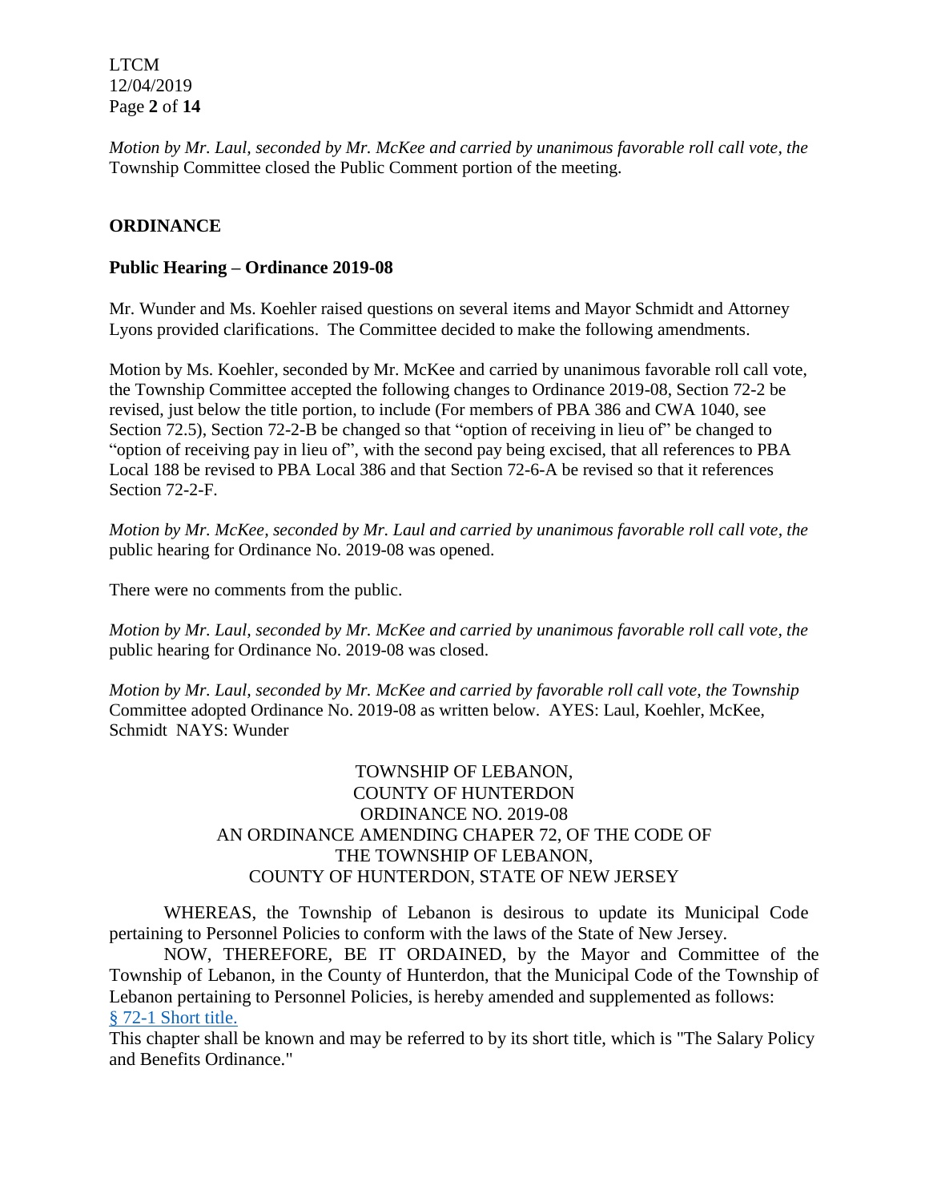*Motion by Mr. Laul, seconded by Mr. McKee and carried by unanimous favorable roll call vote, the* Township Committee closed the Public Comment portion of the meeting.

## ORDINANCE

### Public Hearing – Ordinance 2019-08

Mr. Wunder and Ms. Koehler raised questions on several items and Mayor Schmidt and Attorney Lyons provided clarifications. The Committee decided to make the following amendments.

Motion by Ms. Koehler, seconded by Mr. McKee and carried by unanimous favorable roll call vote, the Township Committee accepted the following changes to Ordinance 2019-08, Section 72-2 be revised, just below the title portion, to include (For members of PBA 386 and CWA 1040, see Section 72.5), Section 72-2-B be changed so that "option of receiving in lieu of" be changed to "option of receiving pay in lieu of", with the second pay being excised, that all references to PBA Local 188 be revised to PBA Local 386 and that Section 72-6-A be revised so that it references Section 72-2-F.

*Motion by Mr. McKee, seconded by Mr. Laul and carried by unanimous favorable roll call vote, the* public hearing for Ordinance No. 2019-08 was opened.

There were no comments from the public.

*Motion by Mr. Laul, seconded by Mr. McKee and carried by unanimous favorable roll call vote, the* public hearing for Ordinance No. 2019-08 was closed.

*Motion by Mr. Laul, seconded by Mr. McKee and carried by favorable roll call vote, the Township* Committee adopted Ordinance No. 2019-08 as written below. AYES: Laul, Koehler, McKee, Schmidt NAYS: Wunder

TOWNSHIP OF LEBANON,
COUNTY OF HUNTERDON
ORDINANCE NO. 2019-08
AN ORDINANCE AMENDING CHAPER 72, OF THE CODE OF
THE TOWNSHIP OF LEBANON,
COUNTY OF HUNTERDON, STATE OF NEW JERSEY

WHEREAS, the Township of Lebanon is desirous to update its Municipal Code pertaining to Personnel Policies to conform with the laws of the State of New Jersey.

NOW, THEREFORE, BE IT ORDAINED, by the Mayor and Committee of the Township of Lebanon, in the County of Hunterdon, that the Municipal Code of the Township of Lebanon pertaining to Personnel Policies, is hereby amended and supplemented as follows:

§ 72-1 Short title.

This chapter shall be known and may be referred to by its short title, which is "The Salary Policy and Benefits Ordinance."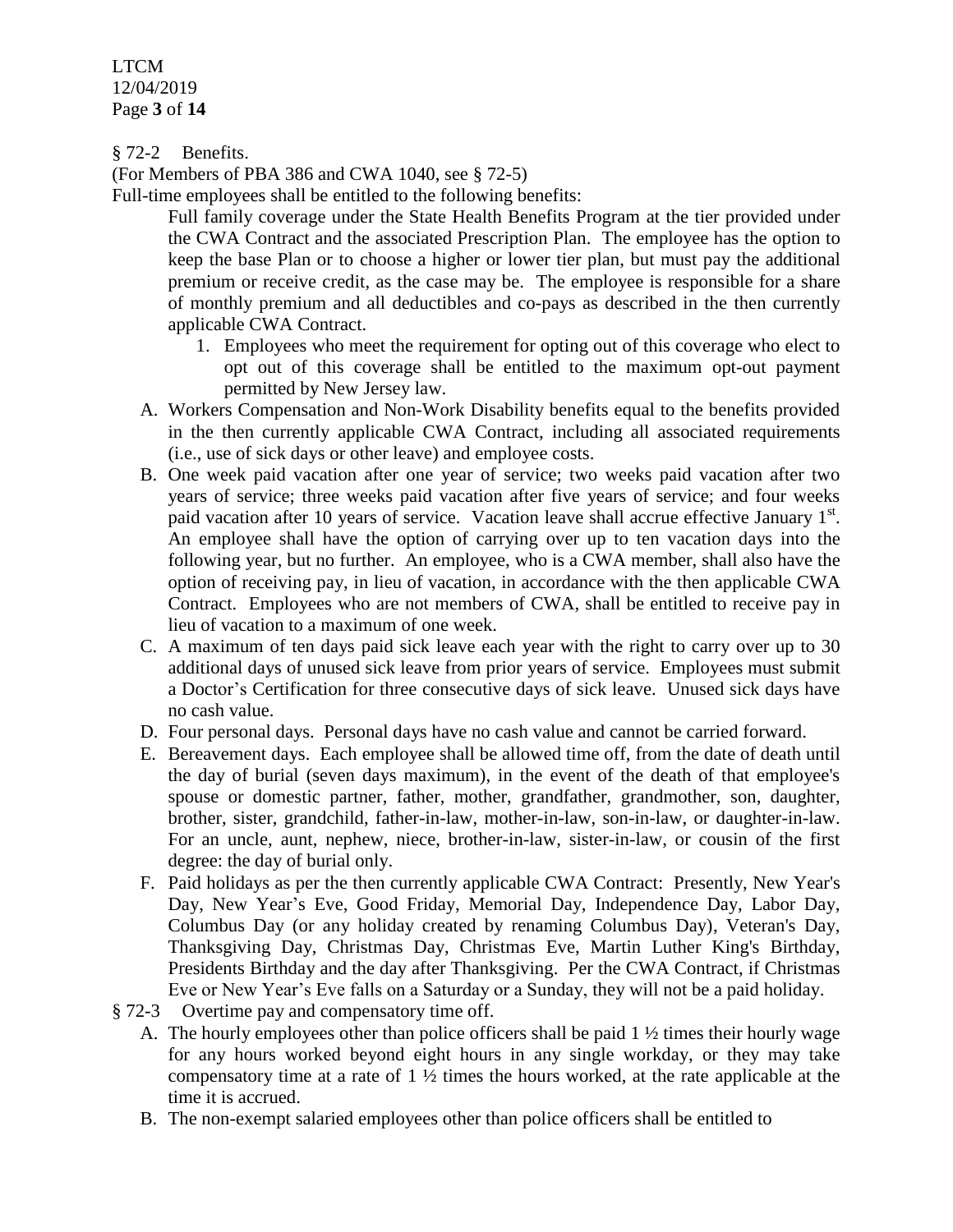§ 72-2 Benefits.

(For Members of PBA 386 and CWA 1040, see § 72-5)

Full-time employees shall be entitled to the following benefits:

Full family coverage under the State Health Benefits Program at the tier provided under the CWA Contract and the associated Prescription Plan. The employee has the option to keep the base Plan or to choose a higher or lower tier plan, but must pay the additional premium or receive credit, as the case may be. The employee is responsible for a share of monthly premium and all deductibles and co-pays as described in the then currently applicable CWA Contract.

1. Employees who meet the requirement for opting out of this coverage who elect to opt out of this coverage shall be entitled to the maximum opt-out payment permitted by New Jersey law.

A. Workers Compensation and Non-Work Disability benefits equal to the benefits provided in the then currently applicable CWA Contract, including all associated requirements (i.e., use of sick days or other leave) and employee costs.

B. One week paid vacation after one year of service; two weeks paid vacation after two years of service; three weeks paid vacation after five years of service; and four weeks paid vacation after 10 years of service. Vacation leave shall accrue effective January 1st. An employee shall have the option of carrying over up to ten vacation days into the following year, but no further. An employee, who is a CWA member, shall also have the option of receiving pay, in lieu of vacation, in accordance with the then applicable CWA Contract. Employees who are not members of CWA, shall be entitled to receive pay in lieu of vacation to a maximum of one week.

C. A maximum of ten days paid sick leave each year with the right to carry over up to 30 additional days of unused sick leave from prior years of service. Employees must submit a Doctor's Certification for three consecutive days of sick leave. Unused sick days have no cash value.

D. Four personal days. Personal days have no cash value and cannot be carried forward.

E. Bereavement days. Each employee shall be allowed time off, from the date of death until the day of burial (seven days maximum), in the event of the death of that employee's spouse or domestic partner, father, mother, grandfather, grandmother, son, daughter, brother, sister, grandchild, father-in-law, mother-in-law, son-in-law, or daughter-in-law. For an uncle, aunt, nephew, niece, brother-in-law, sister-in-law, or cousin of the first degree: the day of burial only.

F. Paid holidays as per the then currently applicable CWA Contract: Presently, New Year's Day, New Year's Eve, Good Friday, Memorial Day, Independence Day, Labor Day, Columbus Day (or any holiday created by renaming Columbus Day), Veteran's Day, Thanksgiving Day, Christmas Day, Christmas Eve, Martin Luther King's Birthday, Presidents Birthday and the day after Thanksgiving. Per the CWA Contract, if Christmas Eve or New Year's Eve falls on a Saturday or a Sunday, they will not be a paid holiday.

§ 72-3 Overtime pay and compensatory time off.

A. The hourly employees other than police officers shall be paid 1 ½ times their hourly wage for any hours worked beyond eight hours in any single workday, or they may take compensatory time at a rate of 1 ½ times the hours worked, at the rate applicable at the time it is accrued.

B. The non-exempt salaried employees other than police officers shall be entitled to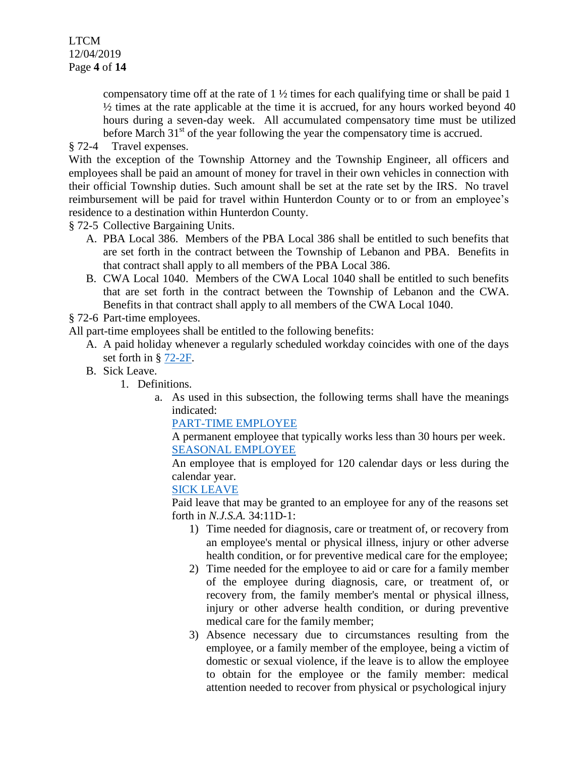compensatory time off at the rate of 1 ½ times for each qualifying time or shall be paid 1 ½ times at the rate applicable at the time it is accrued, for any hours worked beyond 40 hours during a seven-day week. All accumulated compensatory time must be utilized before March 31st of the year following the year the compensatory time is accrued.

§ 72-4 Travel expenses.

With the exception of the Township Attorney and the Township Engineer, all officers and employees shall be paid an amount of money for travel in their own vehicles in connection with their official Township duties. Such amount shall be set at the rate set by the IRS. No travel reimbursement will be paid for travel within Hunterdon County or to or from an employee's residence to a destination within Hunterdon County.

§ 72-5 Collective Bargaining Units.

A. PBA Local 386. Members of the PBA Local 386 shall be entitled to such benefits that are set forth in the contract between the Township of Lebanon and PBA. Benefits in that contract shall apply to all members of the PBA Local 386.

B. CWA Local 1040. Members of the CWA Local 1040 shall be entitled to such benefits that are set forth in the contract between the Township of Lebanon and the CWA. Benefits in that contract shall apply to all members of the CWA Local 1040.

§ 72-6 Part-time employees.

All part-time employees shall be entitled to the following benefits:

A. A paid holiday whenever a regularly scheduled workday coincides with one of the days set forth in § 72-2F.

B. Sick Leave.

1. Definitions.

   a. As used in this subsection, the following terms shall have the meanings indicated:

      PART-TIME EMPLOYEE

      A permanent employee that typically works less than 30 hours per week.

      SEASONAL EMPLOYEE

      An employee that is employed for 120 calendar days or less during the calendar year.

      SICK LEAVE

      Paid leave that may be granted to an employee for any of the reasons set forth in *N.J.S.A.* 34:11D-1:

      1) Time needed for diagnosis, care or treatment of, or recovery from an employee's mental or physical illness, injury or other adverse health condition, or for preventive medical care for the employee;

      2) Time needed for the employee to aid or care for a family member of the employee during diagnosis, care, or treatment of, or recovery from, the family member's mental or physical illness, injury or other adverse health condition, or during preventive medical care for the family member;

      3) Absence necessary due to circumstances resulting from the employee, or a family member of the employee, being a victim of domestic or sexual violence, if the leave is to allow the employee to obtain for the employee or the family member: medical attention needed to recover from physical or psychological injury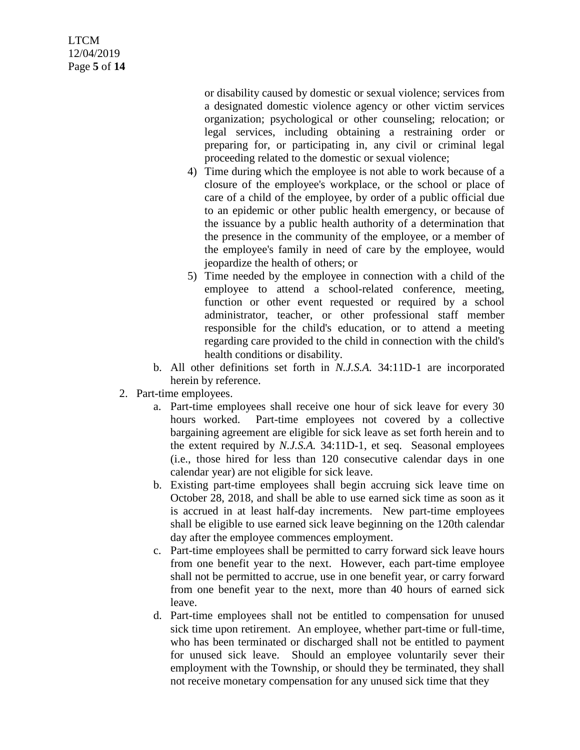or disability caused by domestic or sexual violence; services from a designated domestic violence agency or other victim services organization; psychological or other counseling; relocation; or legal services, including obtaining a restraining order or preparing for, or participating in, any civil or criminal legal proceeding related to the domestic or sexual violence;

4) Time during which the employee is not able to work because of a closure of the employee's workplace, or the school or place of care of a child of the employee, by order of a public official due to an epidemic or other public health emergency, or because of the issuance by a public health authority of a determination that the presence in the community of the employee, or a member of the employee's family in need of care by the employee, would jeopardize the health of others; or

5) Time needed by the employee in connection with a child of the employee to attend a school-related conference, meeting, function or other event requested or required by a school administrator, teacher, or other professional staff member responsible for the child's education, or to attend a meeting regarding care provided to the child in connection with the child's health conditions or disability.

b. All other definitions set forth in *N.J.S.A.* 34:11D-1 are incorporated herein by reference.

2. Part-time employees.

a. Part-time employees shall receive one hour of sick leave for every 30 hours worked. Part-time employees not covered by a collective bargaining agreement are eligible for sick leave as set forth herein and to the extent required by *N.J.S.A.* 34:11D-1, et seq. Seasonal employees (i.e., those hired for less than 120 consecutive calendar days in one calendar year) are not eligible for sick leave.

b. Existing part-time employees shall begin accruing sick leave time on October 28, 2018, and shall be able to use earned sick time as soon as it is accrued in at least half-day increments. New part-time employees shall be eligible to use earned sick leave beginning on the 120th calendar day after the employee commences employment.

c. Part-time employees shall be permitted to carry forward sick leave hours from one benefit year to the next. However, each part-time employee shall not be permitted to accrue, use in one benefit year, or carry forward from one benefit year to the next, more than 40 hours of earned sick leave.

d. Part-time employees shall not be entitled to compensation for unused sick time upon retirement. An employee, whether part-time or full-time, who has been terminated or discharged shall not be entitled to payment for unused sick leave. Should an employee voluntarily sever their employment with the Township, or should they be terminated, they shall not receive monetary compensation for any unused sick time that they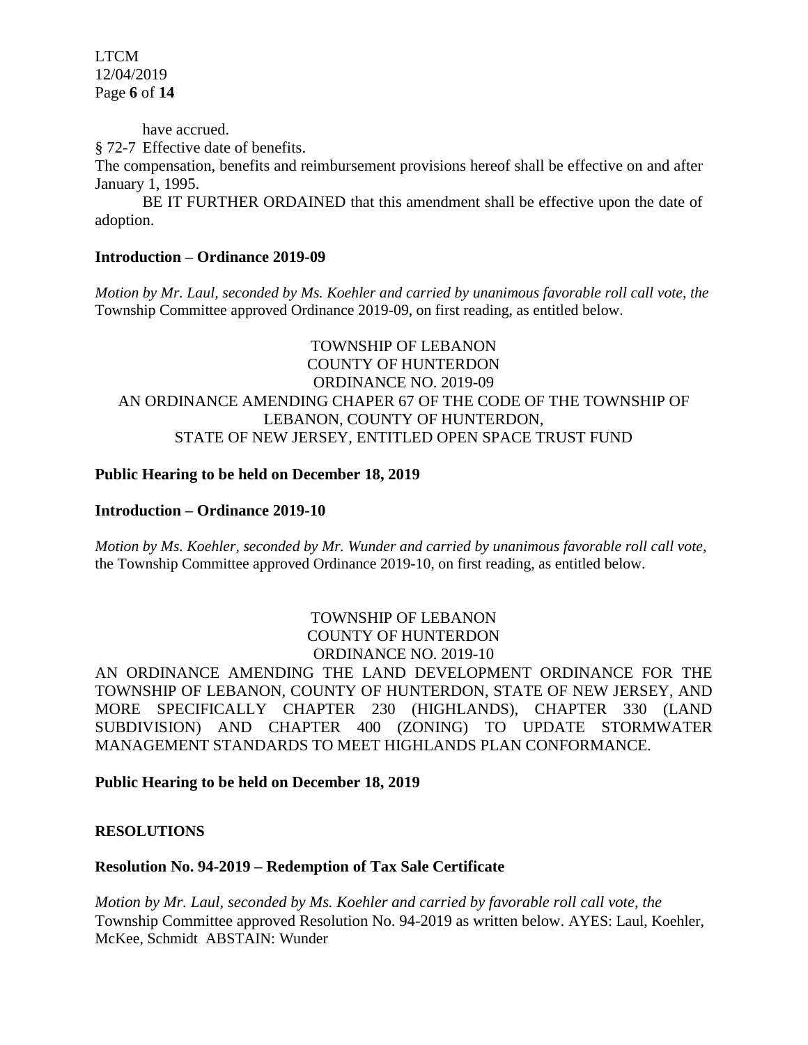have accrued.

§ 72-7 Effective date of benefits.

The compensation, benefits and reimbursement provisions hereof shall be effective on and after January 1, 1995.

BE IT FURTHER ORDAINED that this amendment shall be effective upon the date of adoption.

**Introduction – Ordinance 2019-09**

*Motion by Mr. Laul, seconded by Ms. Koehler and carried by unanimous favorable roll call vote, the* Township Committee approved Ordinance 2019-09, on first reading, as entitled below.

TOWNSHIP OF LEBANON
COUNTY OF HUNTERDON
ORDINANCE NO. 2019-09
AN ORDINANCE AMENDING CHAPER 67 OF THE CODE OF THE TOWNSHIP OF LEBANON, COUNTY OF HUNTERDON,
STATE OF NEW JERSEY, ENTITLED OPEN SPACE TRUST FUND

**Public Hearing to be held on December 18, 2019**

**Introduction – Ordinance 2019-10**

*Motion by Ms. Koehler, seconded by Mr. Wunder and carried by unanimous favorable roll call vote,* the Township Committee approved Ordinance 2019-10, on first reading, as entitled below.

TOWNSHIP OF LEBANON
COUNTY OF HUNTERDON
ORDINANCE NO. 2019-10

AN ORDINANCE AMENDING THE LAND DEVELOPMENT ORDINANCE FOR THE TOWNSHIP OF LEBANON, COUNTY OF HUNTERDON, STATE OF NEW JERSEY, AND MORE SPECIFICALLY CHAPTER 230 (HIGHLANDS), CHAPTER 330 (LAND SUBDIVISION) AND CHAPTER 400 (ZONING) TO UPDATE STORMWATER MANAGEMENT STANDARDS TO MEET HIGHLANDS PLAN CONFORMANCE.

**Public Hearing to be held on December 18, 2019**

**RESOLUTIONS**

**Resolution No. 94-2019 – Redemption of Tax Sale Certificate**

*Motion by Mr. Laul, seconded by Ms. Koehler and carried by favorable roll call vote, the* Township Committee approved Resolution No. 94-2019 as written below. AYES: Laul, Koehler, McKee, Schmidt ABSTAIN: Wunder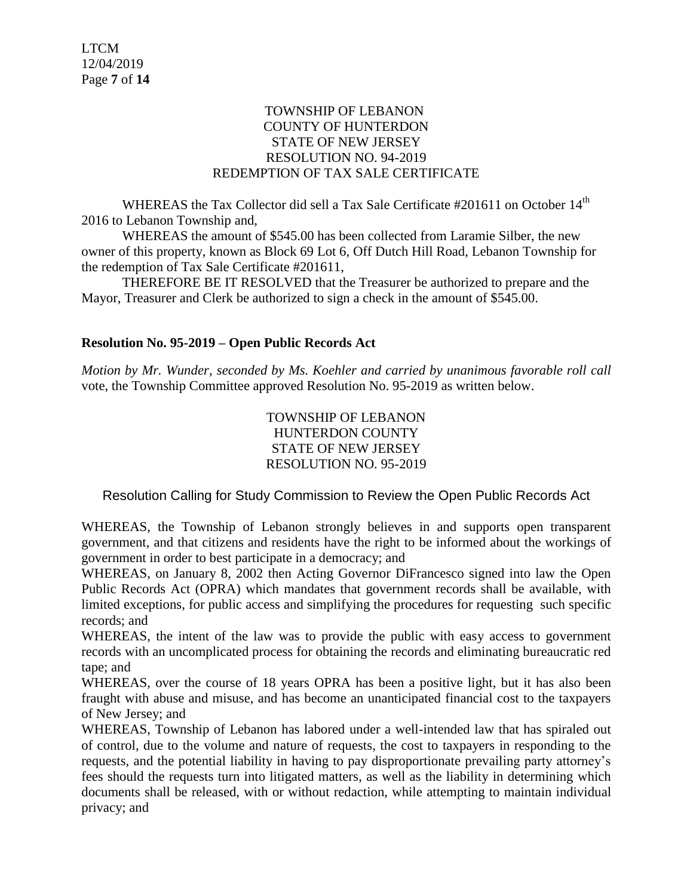TOWNSHIP OF LEBANON
COUNTY OF HUNTERDON
STATE OF NEW JERSEY
RESOLUTION NO. 94-2019
REDEMPTION OF TAX SALE CERTIFICATE

WHEREAS the Tax Collector did sell a Tax Sale Certificate #201611 on October 14th 2016 to Lebanon Township and,

WHEREAS the amount of $545.00 has been collected from Laramie Silber, the new owner of this property, known as Block 69 Lot 6, Off Dutch Hill Road, Lebanon Township for the redemption of Tax Sale Certificate #201611,

THEREFORE BE IT RESOLVED that the Treasurer be authorized to prepare and the Mayor, Treasurer and Clerk be authorized to sign a check in the amount of $545.00.

**Resolution No. 95-2019 – Open Public Records Act**

*Motion by Mr. Wunder, seconded by Ms. Koehler and carried by unanimous favorable roll call* vote, the Township Committee approved Resolution No. 95-2019 as written below.

TOWNSHIP OF LEBANON
HUNTERDON COUNTY
STATE OF NEW JERSEY
RESOLUTION NO. 95-2019

Resolution Calling for Study Commission to Review the Open Public Records Act

WHEREAS, the Township of Lebanon strongly believes in and supports open transparent government, and that citizens and residents have the right to be informed about the workings of government in order to best participate in a democracy; and

WHEREAS, on January 8, 2002 then Acting Governor DiFrancesco signed into law the Open Public Records Act (OPRA) which mandates that government records shall be available, with limited exceptions, for public access and simplifying the procedures for requesting such specific records; and

WHEREAS, the intent of the law was to provide the public with easy access to government records with an uncomplicated process for obtaining the records and eliminating bureaucratic red tape; and

WHEREAS, over the course of 18 years OPRA has been a positive light, but it has also been fraught with abuse and misuse, and has become an unanticipated financial cost to the taxpayers of New Jersey; and

WHEREAS, Township of Lebanon has labored under a well-intended law that has spiraled out of control, due to the volume and nature of requests, the cost to taxpayers in responding to the requests, and the potential liability in having to pay disproportionate prevailing party attorney's fees should the requests turn into litigated matters, as well as the liability in determining which documents shall be released, with or without redaction, while attempting to maintain individual privacy; and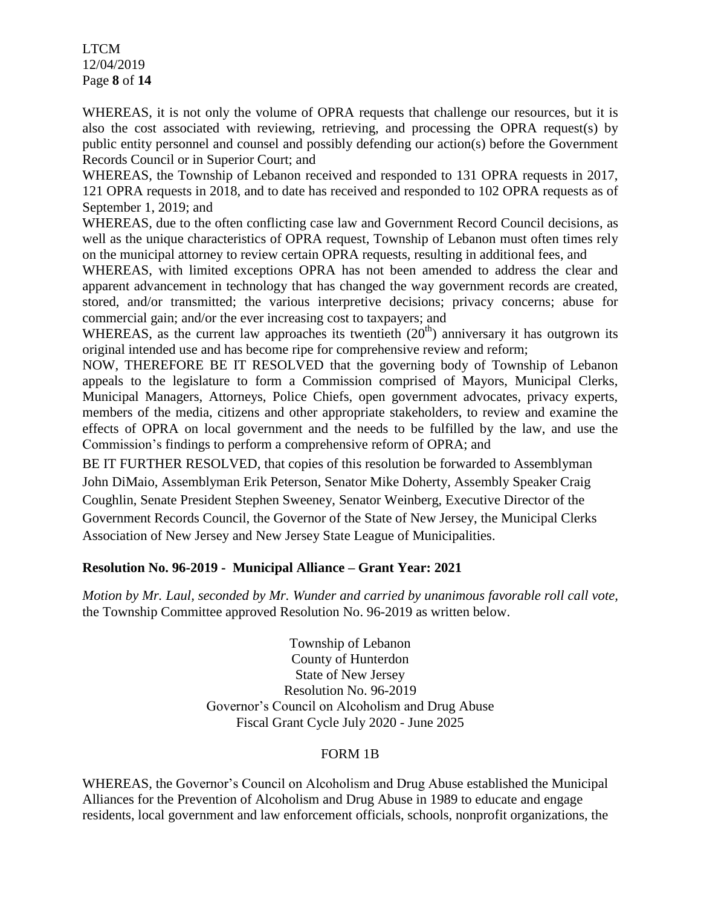WHEREAS, it is not only the volume of OPRA requests that challenge our resources, but it is also the cost associated with reviewing, retrieving, and processing the OPRA request(s) by public entity personnel and counsel and possibly defending our action(s) before the Government Records Council or in Superior Court; and

WHEREAS, the Township of Lebanon received and responded to 131 OPRA requests in 2017, 121 OPRA requests in 2018, and to date has received and responded to 102 OPRA requests as of September 1, 2019; and

WHEREAS, due to the often conflicting case law and Government Record Council decisions, as well as the unique characteristics of OPRA request, Township of Lebanon must often times rely on the municipal attorney to review certain OPRA requests, resulting in additional fees, and

WHEREAS, with limited exceptions OPRA has not been amended to address the clear and apparent advancement in technology that has changed the way government records are created, stored, and/or transmitted; the various interpretive decisions; privacy concerns; abuse for commercial gain; and/or the ever increasing cost to taxpayers; and

WHEREAS, as the current law approaches its twentieth (20th) anniversary it has outgrown its original intended use and has become ripe for comprehensive review and reform;

NOW, THEREFORE BE IT RESOLVED that the governing body of Township of Lebanon appeals to the legislature to form a Commission comprised of Mayors, Municipal Clerks, Municipal Managers, Attorneys, Police Chiefs, open government advocates, privacy experts, members of the media, citizens and other appropriate stakeholders, to review and examine the effects of OPRA on local government and the needs to be fulfilled by the law, and use the Commission's findings to perform a comprehensive reform of OPRA; and

BE IT FURTHER RESOLVED, that copies of this resolution be forwarded to Assemblyman John DiMaio, Assemblyman Erik Peterson, Senator Mike Doherty, Assembly Speaker Craig Coughlin, Senate President Stephen Sweeney, Senator Weinberg, Executive Director of the Government Records Council, the Governor of the State of New Jersey, the Municipal Clerks Association of New Jersey and New Jersey State League of Municipalities.

**Resolution No. 96-2019 - Municipal Alliance – Grant Year: 2021**

*Motion by Mr. Laul, seconded by Mr. Wunder and carried by unanimous favorable roll call vote,* the Township Committee approved Resolution No. 96-2019 as written below.

Township of Lebanon
County of Hunterdon
State of New Jersey
Resolution No. 96-2019
Governor's Council on Alcoholism and Drug Abuse
Fiscal Grant Cycle July 2020 - June 2025

FORM 1B

WHEREAS, the Governor's Council on Alcoholism and Drug Abuse established the Municipal Alliances for the Prevention of Alcoholism and Drug Abuse in 1989 to educate and engage residents, local government and law enforcement officials, schools, nonprofit organizations, the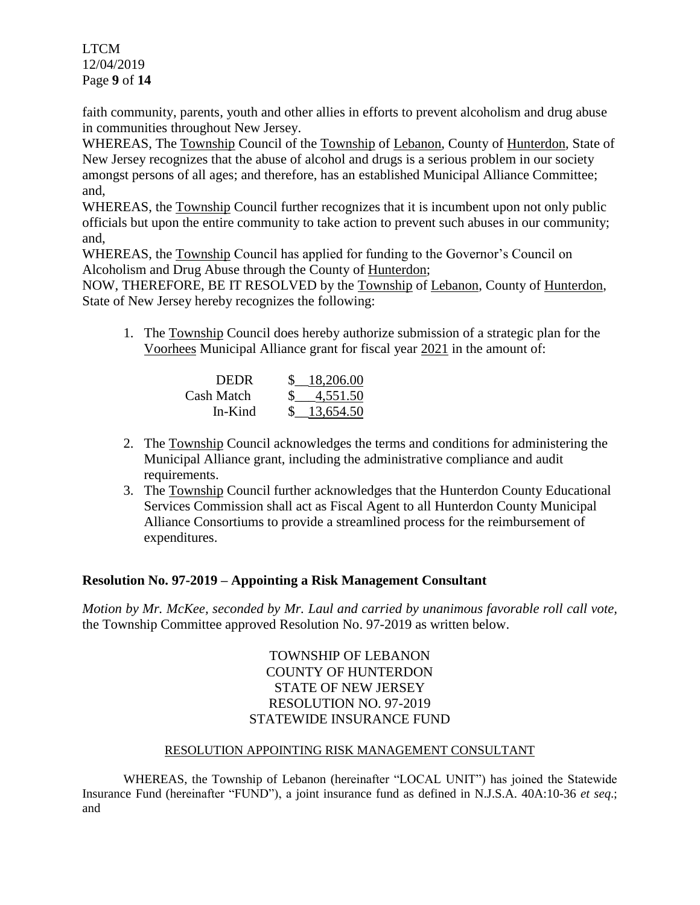faith community, parents, youth and other allies in efforts to prevent alcoholism and drug abuse in communities throughout New Jersey.

WHEREAS, The Township Council of the Township of Lebanon, County of Hunterdon, State of New Jersey recognizes that the abuse of alcohol and drugs is a serious problem in our society amongst persons of all ages; and therefore, has an established Municipal Alliance Committee; and,

WHEREAS, the Township Council further recognizes that it is incumbent upon not only public officials but upon the entire community to take action to prevent such abuses in our community; and,

WHEREAS, the Township Council has applied for funding to the Governor's Council on Alcoholism and Drug Abuse through the County of Hunterdon;

NOW, THEREFORE, BE IT RESOLVED by the Township of Lebanon, County of Hunterdon, State of New Jersey hereby recognizes the following:

1. The Township Council does hereby authorize submission of a strategic plan for the Voorhees Municipal Alliance grant for fiscal year 2021 in the amount of:

| | |
|---|---|
| DEDR | $ 18,206.00 |
| Cash Match | $ 4,551.50 |
| In-Kind | $ 13,654.50 |

2. The Township Council acknowledges the terms and conditions for administering the Municipal Alliance grant, including the administrative compliance and audit requirements.
3. The Township Council further acknowledges that the Hunterdon County Educational Services Commission shall act as Fiscal Agent to all Hunterdon County Municipal Alliance Consortiums to provide a streamlined process for the reimbursement of expenditures.

**Resolution No. 97-2019 – Appointing a Risk Management Consultant**

*Motion by Mr. McKee, seconded by Mr. Laul and carried by unanimous favorable roll call vote,* the Township Committee approved Resolution No. 97-2019 as written below.

TOWNSHIP OF LEBANON
COUNTY OF HUNTERDON
STATE OF NEW JERSEY
RESOLUTION NO. 97-2019
STATEWIDE INSURANCE FUND

RESOLUTION APPOINTING RISK MANAGEMENT CONSULTANT

WHEREAS, the Township of Lebanon (hereinafter "LOCAL UNIT") has joined the Statewide Insurance Fund (hereinafter "FUND"), a joint insurance fund as defined in N.J.S.A. 40A:10-36 *et seq*.; and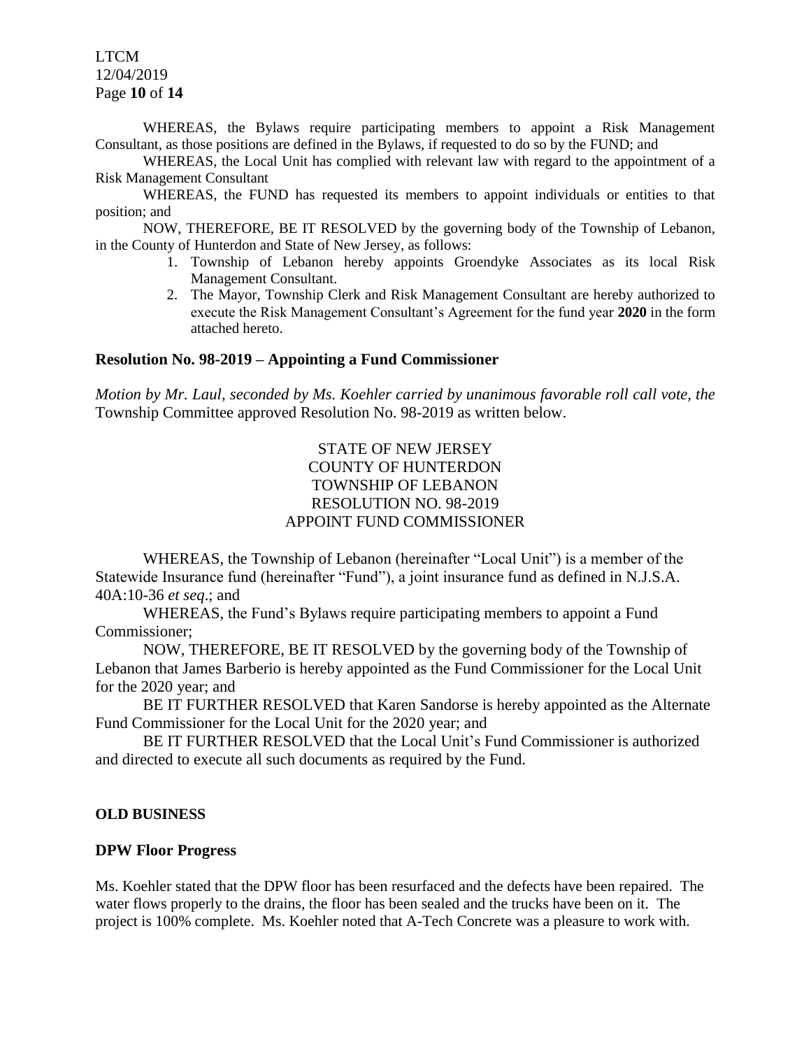WHEREAS, the Bylaws require participating members to appoint a Risk Management Consultant, as those positions are defined in the Bylaws, if requested to do so by the FUND; and

WHEREAS, the Local Unit has complied with relevant law with regard to the appointment of a Risk Management Consultant

WHEREAS, the FUND has requested its members to appoint individuals or entities to that position; and

NOW, THEREFORE, BE IT RESOLVED by the governing body of the Township of Lebanon, in the County of Hunterdon and State of New Jersey, as follows:

1. Township of Lebanon hereby appoints Groendyke Associates as its local Risk Management Consultant.
2. The Mayor, Township Clerk and Risk Management Consultant are hereby authorized to execute the Risk Management Consultant's Agreement for the fund year **2020** in the form attached hereto.

**Resolution No. 98-2019 – Appointing a Fund Commissioner**

*Motion by Mr. Laul, seconded by Ms. Koehler carried by unanimous favorable roll call vote, the* Township Committee approved Resolution No. 98-2019 as written below.

STATE OF NEW JERSEY
COUNTY OF HUNTERDON
TOWNSHIP OF LEBANON
RESOLUTION NO. 98-2019
APPOINT FUND COMMISSIONER

WHEREAS, the Township of Lebanon (hereinafter "Local Unit") is a member of the Statewide Insurance fund (hereinafter "Fund"), a joint insurance fund as defined in N.J.S.A. 40A:10-36 *et seq*.; and

WHEREAS, the Fund's Bylaws require participating members to appoint a Fund Commissioner;

NOW, THEREFORE, BE IT RESOLVED by the governing body of the Township of Lebanon that James Barberio is hereby appointed as the Fund Commissioner for the Local Unit for the 2020 year; and

BE IT FURTHER RESOLVED that Karen Sandorse is hereby appointed as the Alternate Fund Commissioner for the Local Unit for the 2020 year; and

BE IT FURTHER RESOLVED that the Local Unit's Fund Commissioner is authorized and directed to execute all such documents as required by the Fund.

**OLD BUSINESS**

**DPW Floor Progress**

Ms. Koehler stated that the DPW floor has been resurfaced and the defects have been repaired. The water flows properly to the drains, the floor has been sealed and the trucks have been on it. The project is 100% complete. Ms. Koehler noted that A-Tech Concrete was a pleasure to work with.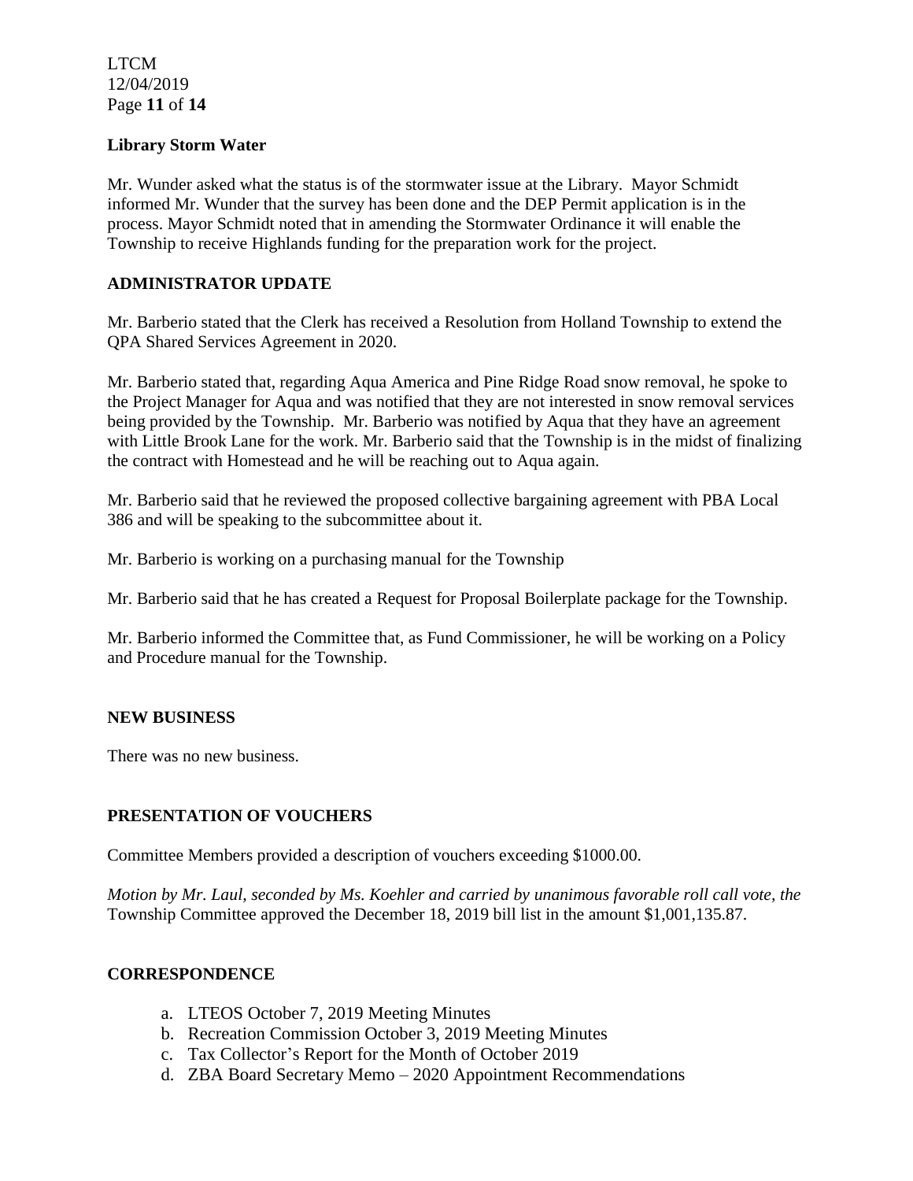**Library Storm Water**

Mr. Wunder asked what the status is of the stormwater issue at the Library. Mayor Schmidt informed Mr. Wunder that the survey has been done and the DEP Permit application is in the process. Mayor Schmidt noted that in amending the Stormwater Ordinance it will enable the Township to receive Highlands funding for the preparation work for the project.

**ADMINISTRATOR UPDATE**

Mr. Barberio stated that the Clerk has received a Resolution from Holland Township to extend the QPA Shared Services Agreement in 2020.

Mr. Barberio stated that, regarding Aqua America and Pine Ridge Road snow removal, he spoke to the Project Manager for Aqua and was notified that they are not interested in snow removal services being provided by the Township. Mr. Barberio was notified by Aqua that they have an agreement with Little Brook Lane for the work. Mr. Barberio said that the Township is in the midst of finalizing the contract with Homestead and he will be reaching out to Aqua again.

Mr. Barberio said that he reviewed the proposed collective bargaining agreement with PBA Local 386 and will be speaking to the subcommittee about it.

Mr. Barberio is working on a purchasing manual for the Township

Mr. Barberio said that he has created a Request for Proposal Boilerplate package for the Township.

Mr. Barberio informed the Committee that, as Fund Commissioner, he will be working on a Policy and Procedure manual for the Township.

**NEW BUSINESS**

There was no new business.

**PRESENTATION OF VOUCHERS**

Committee Members provided a description of vouchers exceeding $1000.00.

*Motion by Mr. Laul, seconded by Ms. Koehler and carried by unanimous favorable roll call vote, the* Township Committee approved the December 18, 2019 bill list in the amount $1,001,135.87.

**CORRESPONDENCE**

a. LTEOS October 7, 2019 Meeting Minutes
b. Recreation Commission October 3, 2019 Meeting Minutes
c. Tax Collector's Report for the Month of October 2019
d. ZBA Board Secretary Memo – 2020 Appointment Recommendations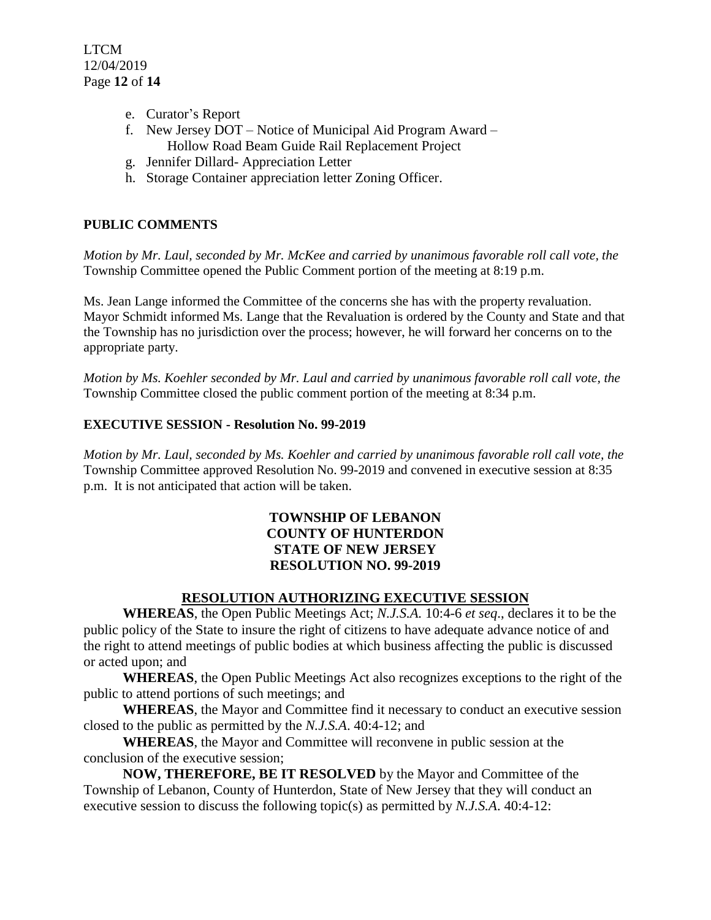e. Curator's Report
f. New Jersey DOT – Notice of Municipal Aid Program Award – Hollow Road Beam Guide Rail Replacement Project
g. Jennifer Dillard- Appreciation Letter
h. Storage Container appreciation letter Zoning Officer.

**PUBLIC COMMENTS**

*Motion by Mr. Laul, seconded by Mr. McKee and carried by unanimous favorable roll call vote, the* Township Committee opened the Public Comment portion of the meeting at 8:19 p.m.

Ms. Jean Lange informed the Committee of the concerns she has with the property revaluation. Mayor Schmidt informed Ms. Lange that the Revaluation is ordered by the County and State and that the Township has no jurisdiction over the process; however, he will forward her concerns on to the appropriate party.

*Motion by Ms. Koehler seconded by Mr. Laul and carried by unanimous favorable roll call vote, the* Township Committee closed the public comment portion of the meeting at 8:34 p.m.

**EXECUTIVE SESSION - Resolution No. 99-2019**

*Motion by Mr. Laul, seconded by Ms. Koehler and carried by unanimous favorable roll call vote, the* Township Committee approved Resolution No. 99-2019 and convened in executive session at 8:35 p.m. It is not anticipated that action will be taken.

**TOWNSHIP OF LEBANON**
**COUNTY OF HUNTERDON**
**STATE OF NEW JERSEY**
**RESOLUTION NO. 99-2019**

**RESOLUTION AUTHORIZING EXECUTIVE SESSION**

**WHEREAS**, the Open Public Meetings Act; *N.J.S.A.* 10:4-6 *et seq*., declares it to be the public policy of the State to insure the right of citizens to have adequate advance notice of and the right to attend meetings of public bodies at which business affecting the public is discussed or acted upon; and

**WHEREAS**, the Open Public Meetings Act also recognizes exceptions to the right of the public to attend portions of such meetings; and

**WHEREAS**, the Mayor and Committee find it necessary to conduct an executive session closed to the public as permitted by the *N.J.S.A*. 40:4-12; and

**WHEREAS**, the Mayor and Committee will reconvene in public session at the conclusion of the executive session;

**NOW, THEREFORE, BE IT RESOLVED** by the Mayor and Committee of the Township of Lebanon, County of Hunterdon, State of New Jersey that they will conduct an executive session to discuss the following topic(s) as permitted by *N.J.S.A*. 40:4-12: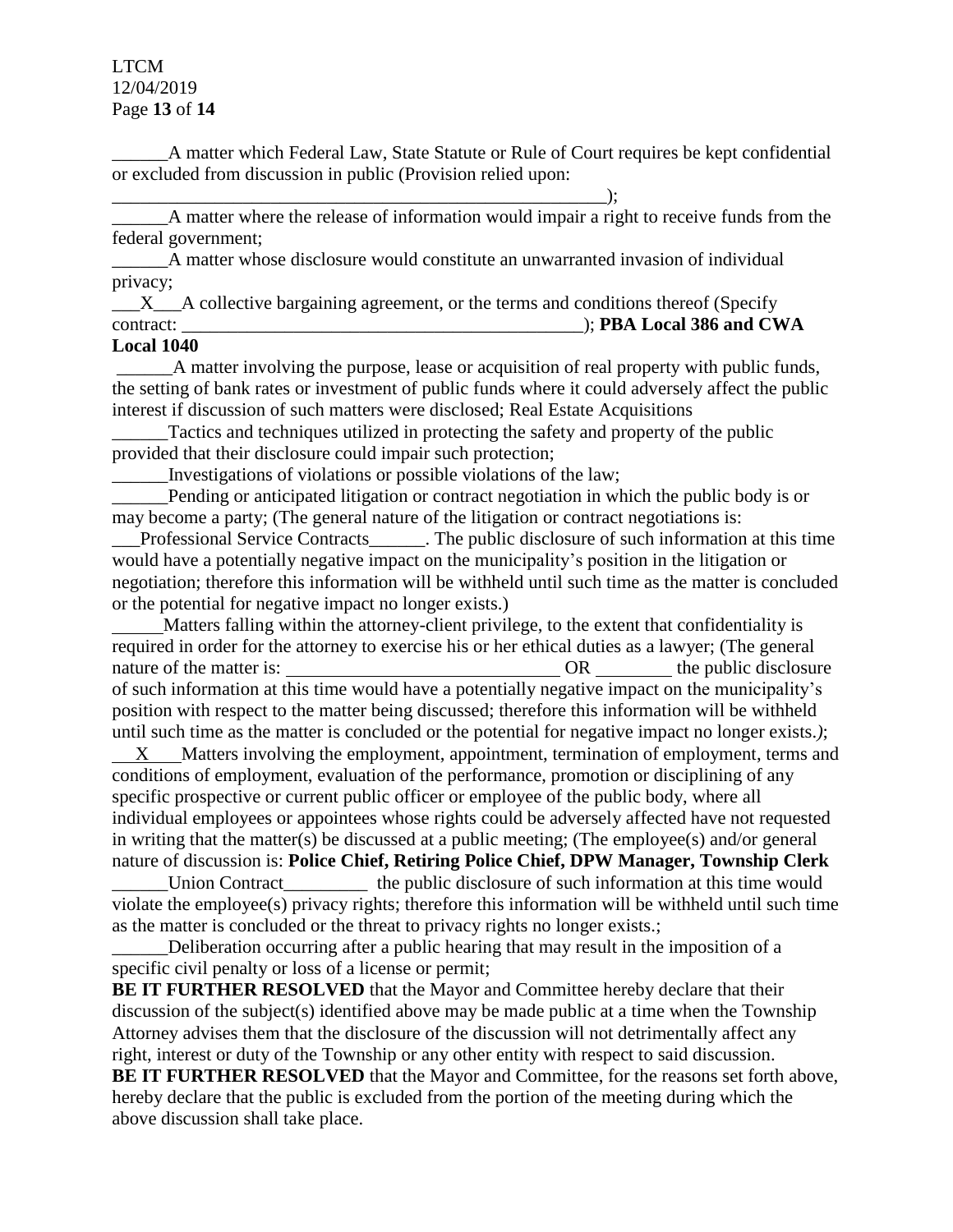______A matter which Federal Law, State Statute or Rule of Court requires be kept confidential or excluded from discussion in public (Provision relied upon: _______________________________________________________);

______A matter where the release of information would impair a right to receive funds from the federal government;

______A matter whose disclosure would constitute an unwarranted invasion of individual privacy;

___X___A collective bargaining agreement, or the terms and conditions thereof (Specify contract: ____________________________________________); **PBA Local 386 and CWA Local 1040**

______A matter involving the purpose, lease or acquisition of real property with public funds, the setting of bank rates or investment of public funds where it could adversely affect the public interest if discussion of such matters were disclosed; Real Estate Acquisitions

______Tactics and techniques utilized in protecting the safety and property of the public provided that their disclosure could impair such protection;

______Investigations of violations or possible violations of the law;

______Pending or anticipated litigation or contract negotiation in which the public body is or may become a party; (The general nature of the litigation or contract negotiations is: ___Professional Service Contracts______. The public disclosure of such information at this time would have a potentially negative impact on the municipality's position in the litigation or negotiation; therefore this information will be withheld until such time as the matter is concluded or the potential for negative impact no longer exists.)

______Matters falling within the attorney-client privilege, to the extent that confidentiality is required in order for the attorney to exercise his or her ethical duties as a lawyer; (The general nature of the matter is: ____________________________ OR ________ the public disclosure of such information at this time would have a potentially negative impact on the municipality's position with respect to the matter being discussed; therefore this information will be withheld until such time as the matter is concluded or the potential for negative impact no longer exists.*)*;

___X___Matters involving the employment, appointment, termination of employment, terms and conditions of employment, evaluation of the performance, promotion or disciplining of any specific prospective or current public officer or employee of the public body, where all individual employees or appointees whose rights could be adversely affected have not requested in writing that the matter(s) be discussed at a public meeting; (The employee(s) and/or general nature of discussion is: **Police Chief, Retiring Police Chief, DPW Manager, Township Clerk** ______Union Contract_________ the public disclosure of such information at this time would violate the employee(s) privacy rights; therefore this information will be withheld until such time as the matter is concluded or the threat to privacy rights no longer exists.;

______Deliberation occurring after a public hearing that may result in the imposition of a specific civil penalty or loss of a license or permit;

**BE IT FURTHER RESOLVED** that the Mayor and Committee hereby declare that their discussion of the subject(s) identified above may be made public at a time when the Township Attorney advises them that the disclosure of the discussion will not detrimentally affect any right, interest or duty of the Township or any other entity with respect to said discussion.

**BE IT FURTHER RESOLVED** that the Mayor and Committee, for the reasons set forth above, hereby declare that the public is excluded from the portion of the meeting during which the above discussion shall take place.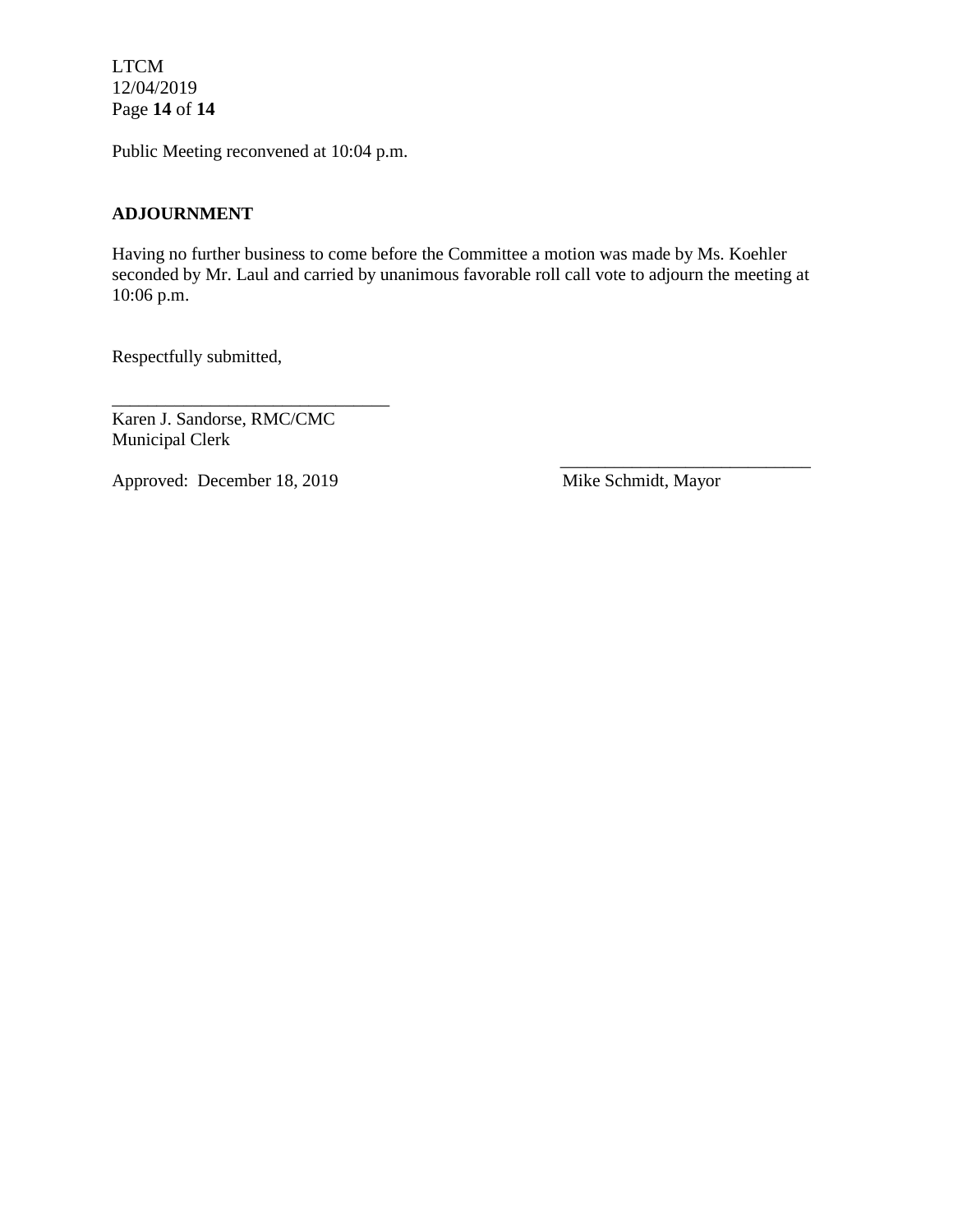Public Meeting reconvened at 10:04 p.m.

**ADJOURNMENT**

Having no further business to come before the Committee a motion was made by Ms. Koehler seconded by Mr. Laul and carried by unanimous favorable roll call vote to adjourn the meeting at 10:06 p.m.

Respectfully submitted,

_______________________________
Karen J. Sandorse, RMC/CMC
Municipal Clerk

Approved: December 18, 2019

____________________________
Mike Schmidt, Mayor